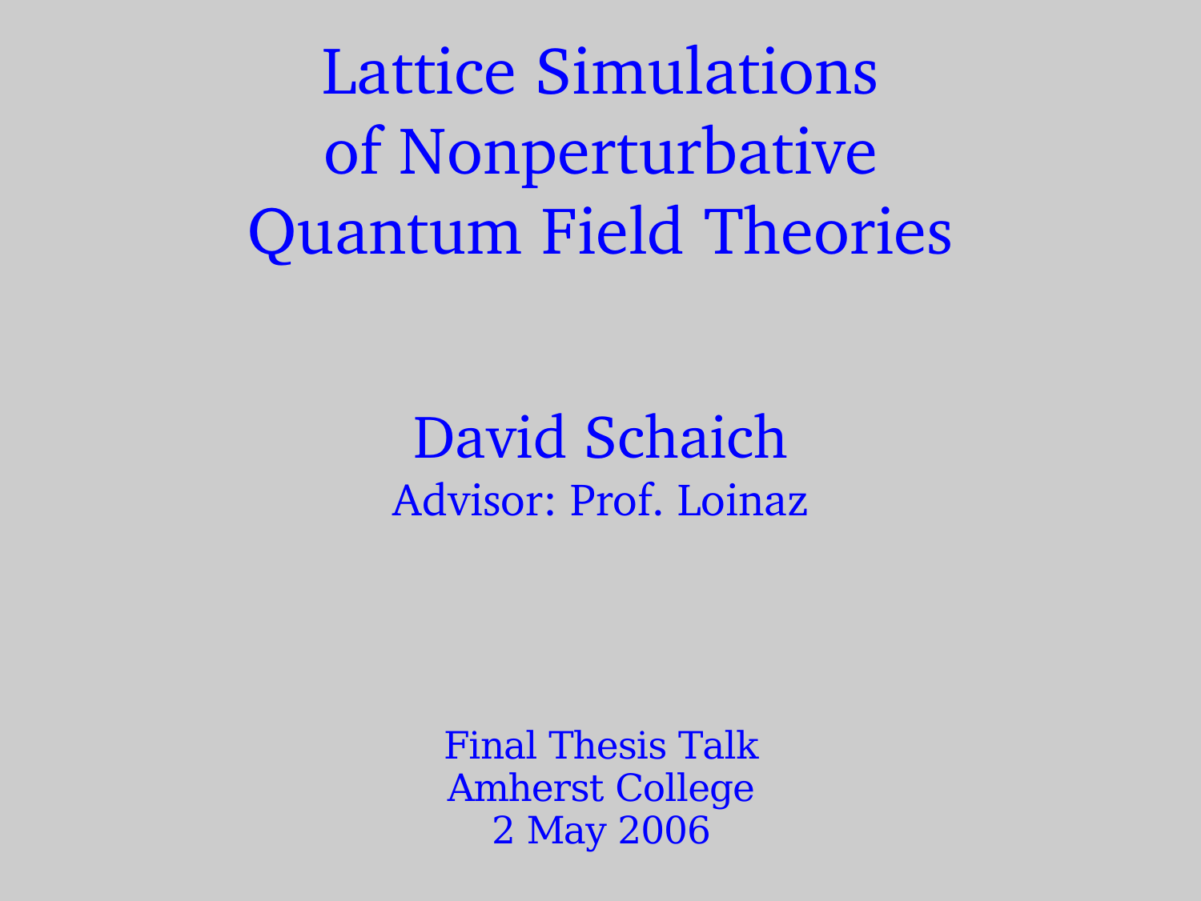# Lattice Simulations of Nonperturbative Quantum Field Theories

David Schaich

Advisor: Prof. Loinaz

Final Thesis Talk

Amherst College

2 May 2006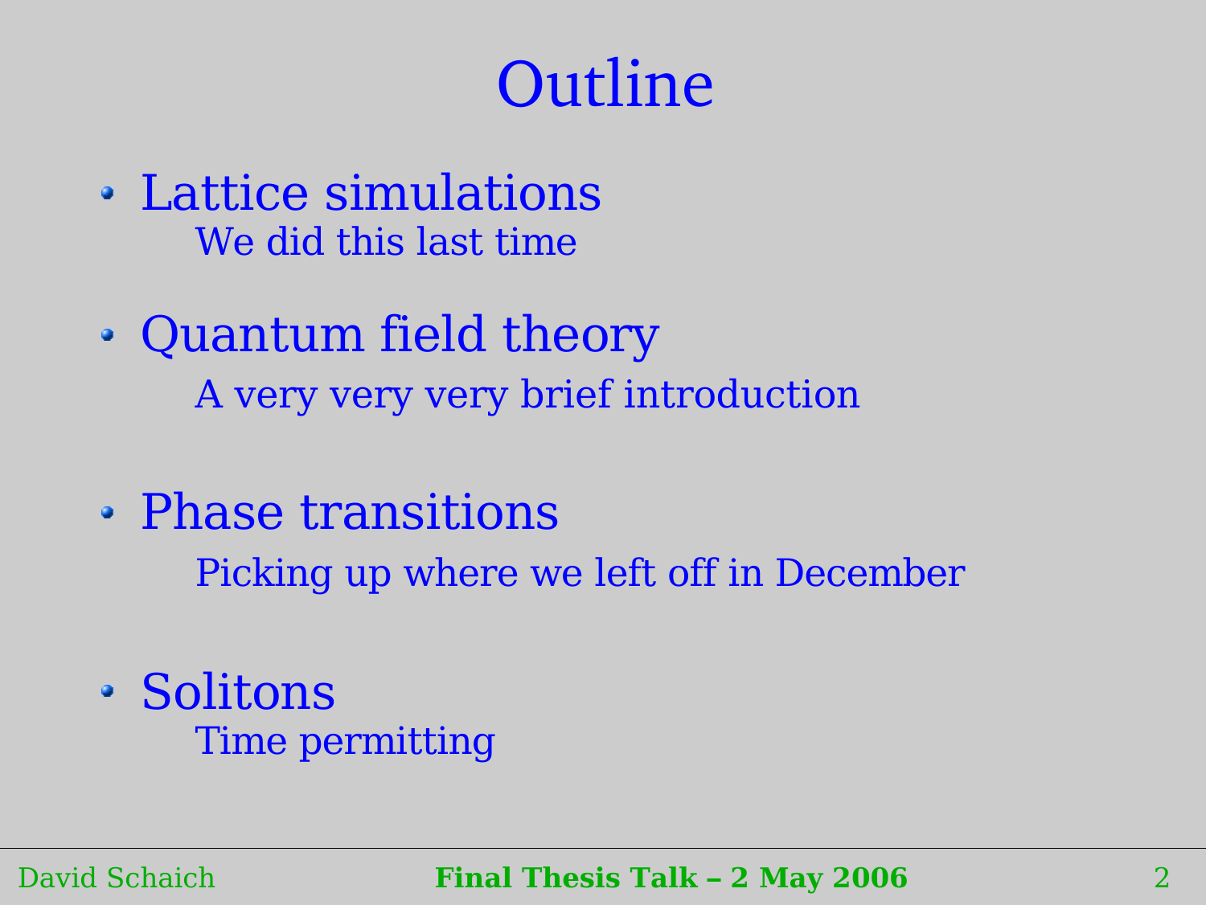# Outline

- Lattice simulations
  - We did this last time
- Quantum field theory
  - A very very very brief introduction
- Phase transitions
  - Picking up where we left off in December
- Solitons
  - Time permitting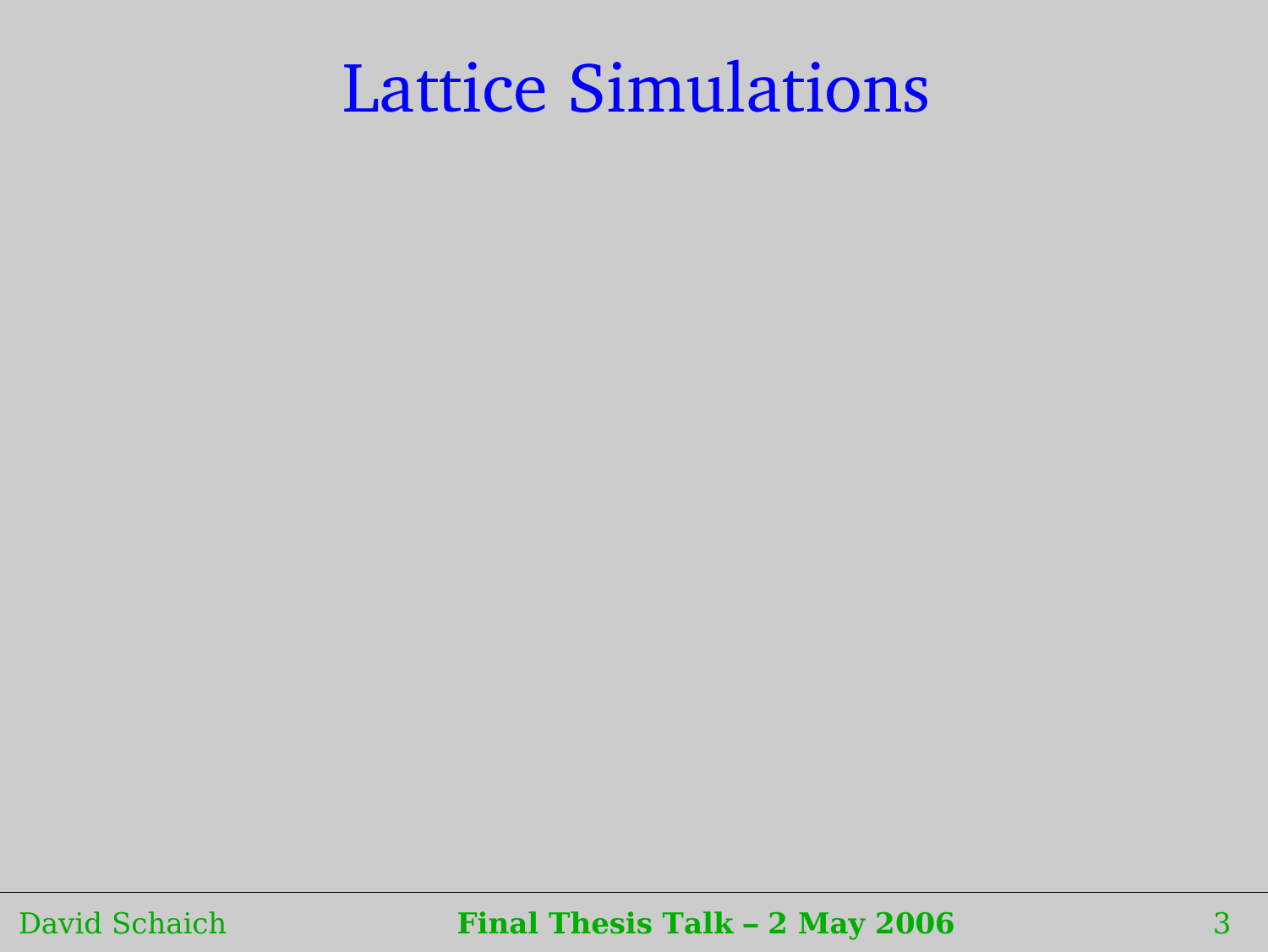# Lattice Simulations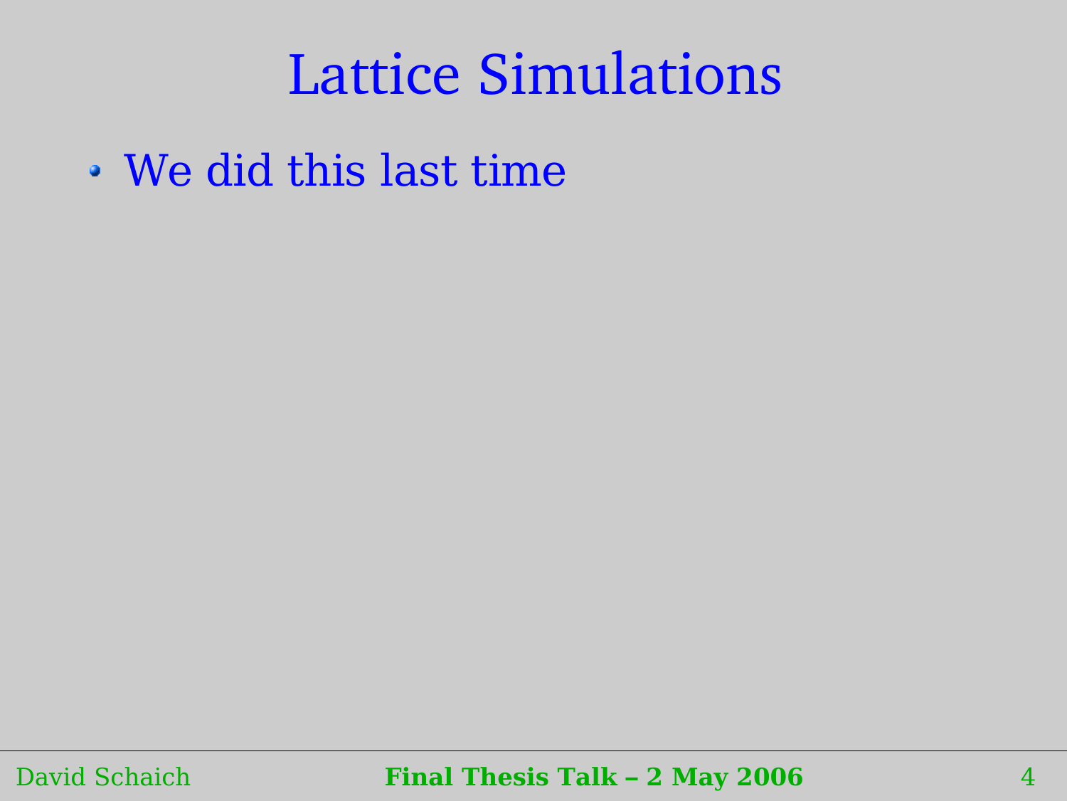# Lattice Simulations

- We did this last time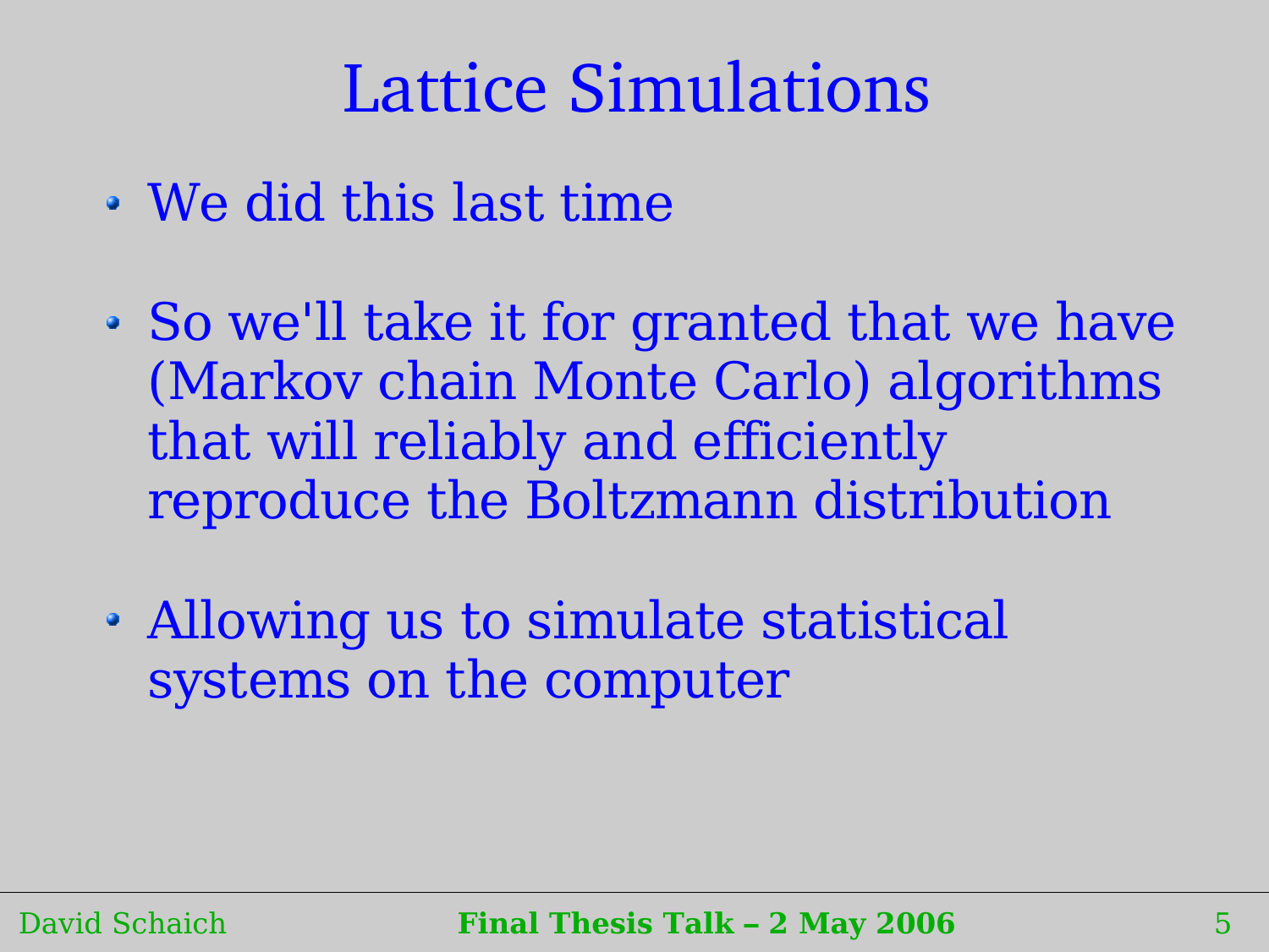# Lattice Simulations

- We did this last time
- So we'll take it for granted that we have (Markov chain Monte Carlo) algorithms that will reliably and efficiently reproduce the Boltzmann distribution
- Allowing us to simulate statistical systems on the computer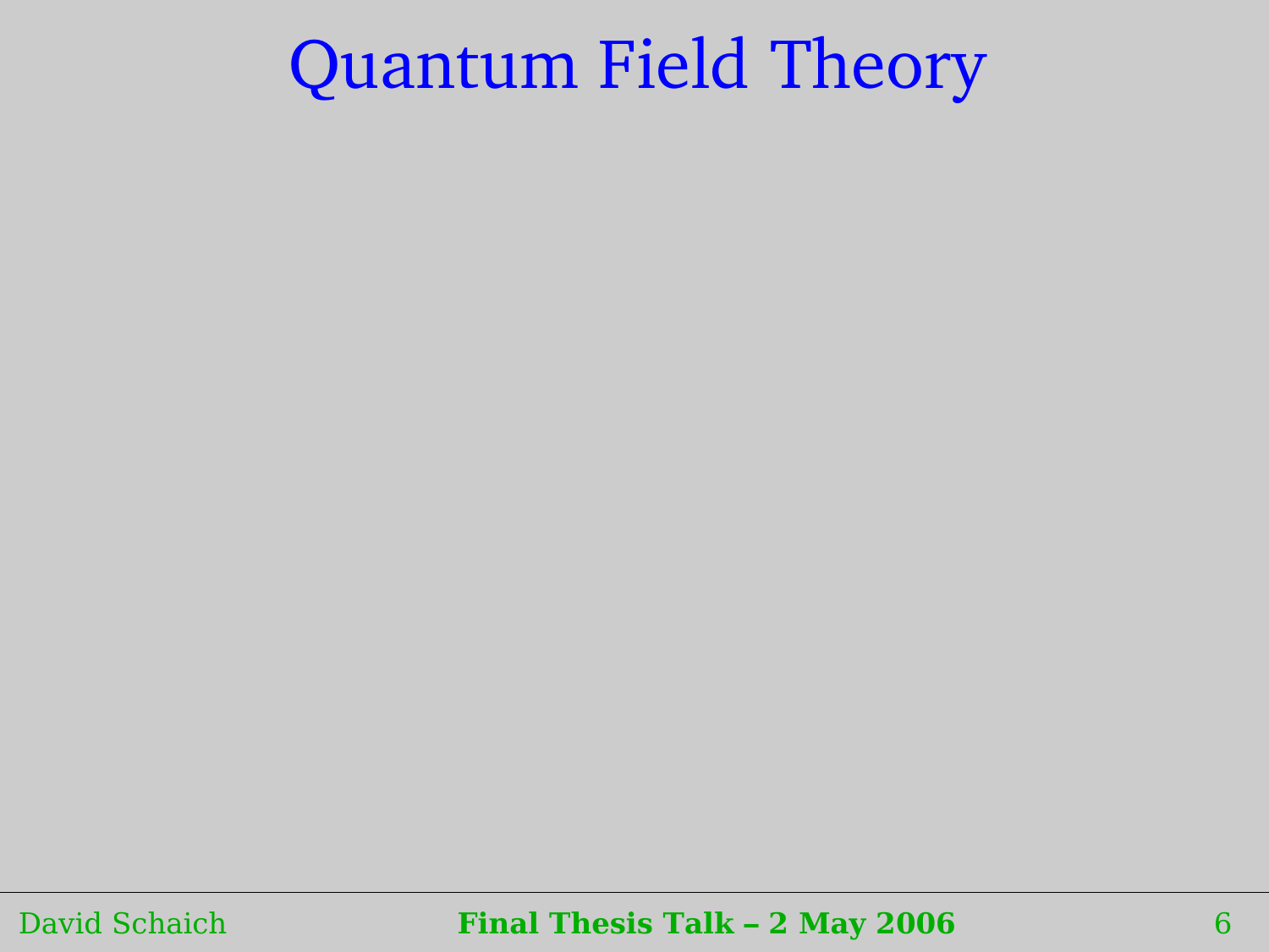# Quantum Field Theory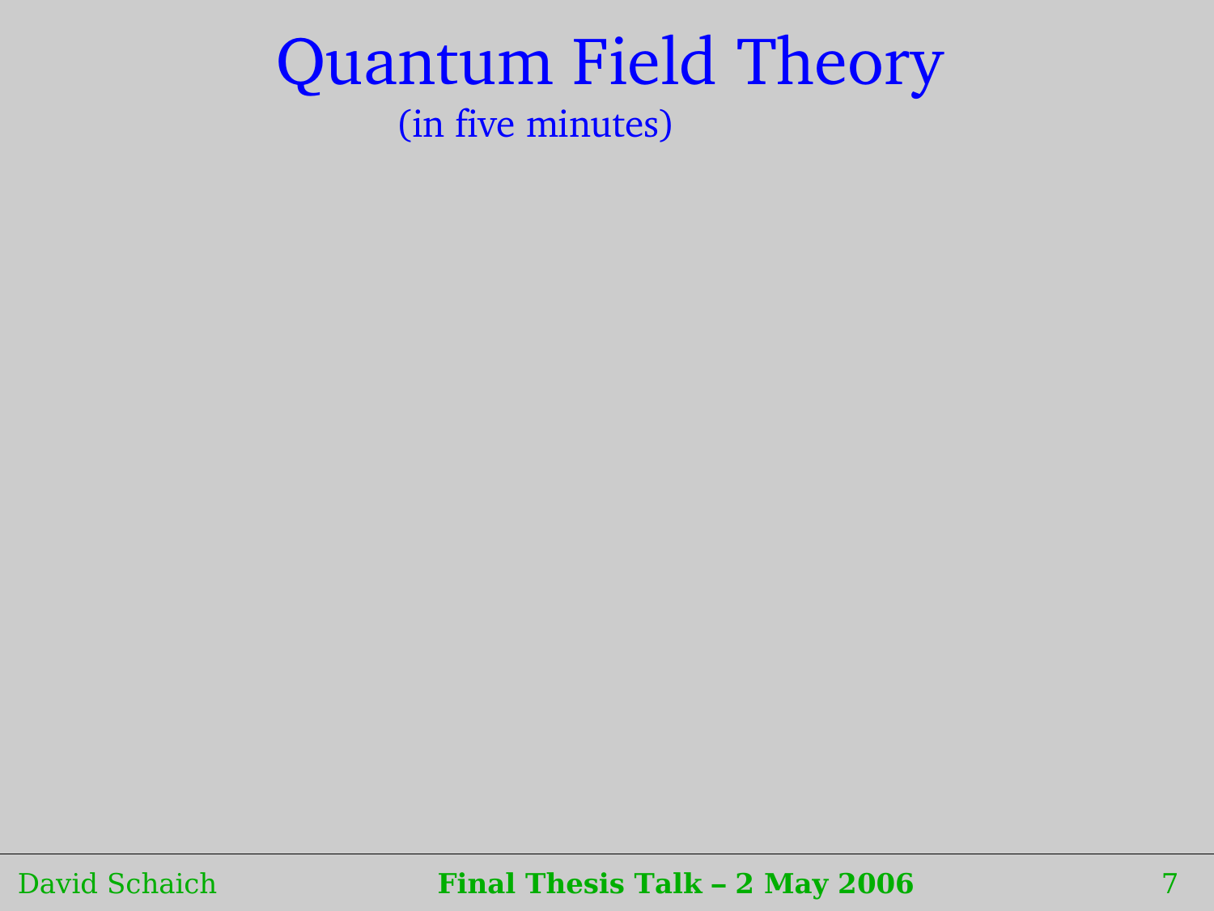# Quantum Field Theory

(in five minutes)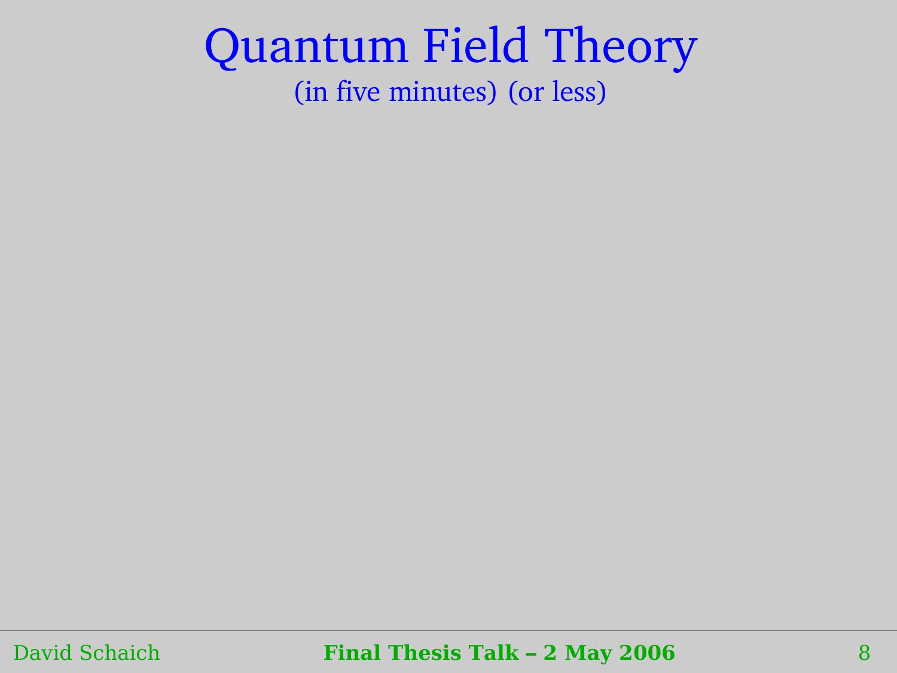# Quantum Field Theory

(in five minutes) (or less)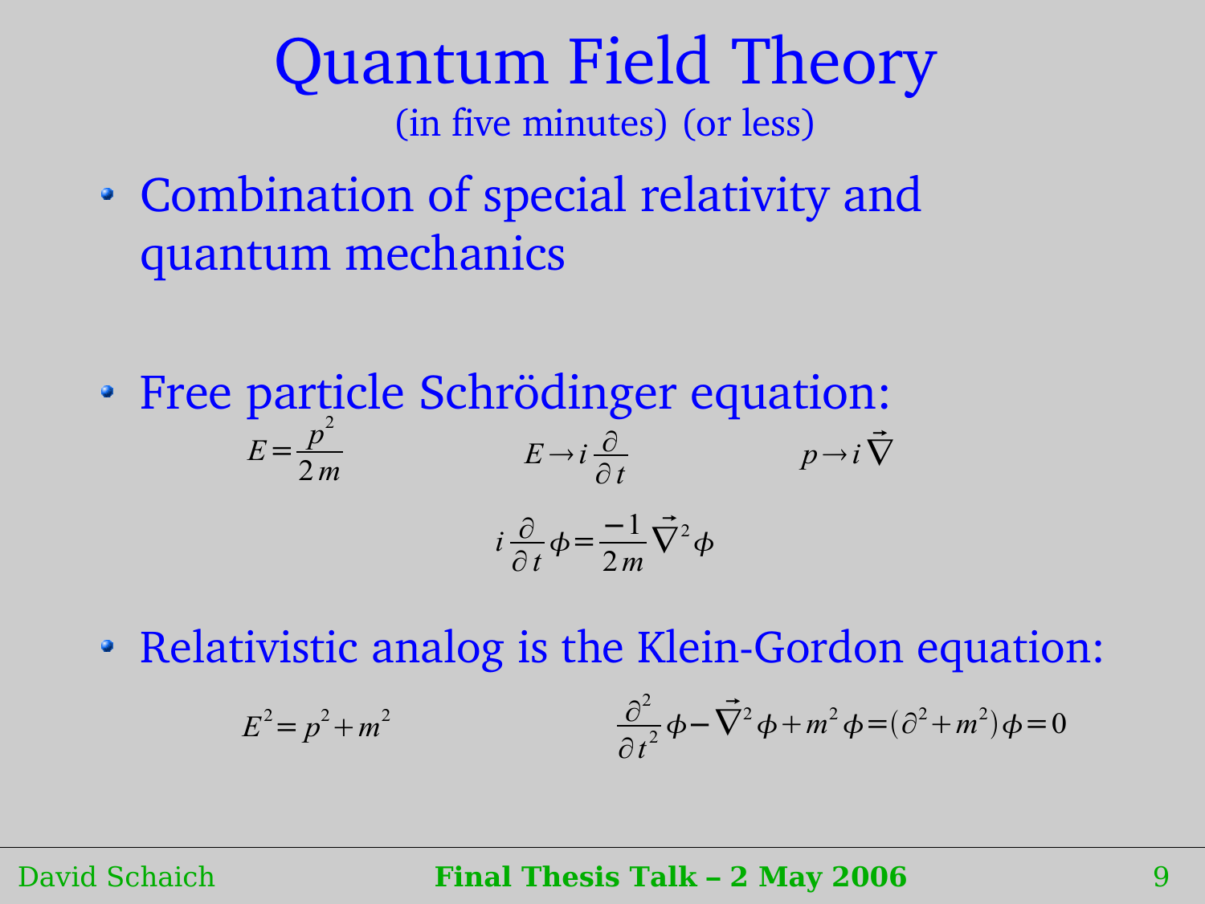# Quantum Field Theory

(in five minutes) (or less)

- Combination of special relativity and quantum mechanics

- Free particle Schrödinger equation:

$$E = \frac{p^2}{2m} \qquad E \to i\frac{\partial}{\partial t} \qquad p \to i\vec{\nabla}$$

$$i\frac{\partial}{\partial t}\phi = \frac{-1}{2m}\vec{\nabla}^2\phi$$

- Relativistic analog is the Klein-Gordon equation:

$$E^2 = p^2 + m^2 \qquad \frac{\partial^2}{\partial t^2}\phi - \vec{\nabla}^2\phi + m^2\phi = (\partial^2 + m^2)\phi = 0$$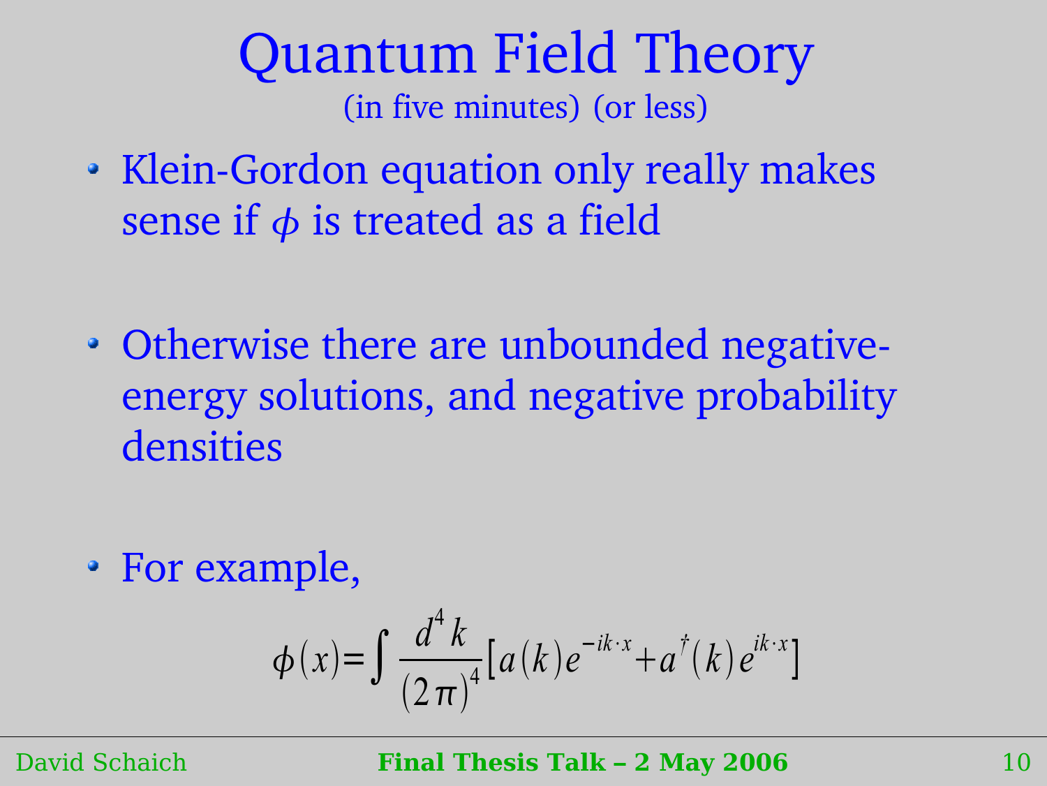# Quantum Field Theory

(in five minutes) (or less)

- Klein-Gordon equation only really makes sense if $\phi$ is treated as a field

- Otherwise there are unbounded negative-energy solutions, and negative probability densities

- For example,

$$\phi(x) = \int \frac{d^4 k}{(2\pi)^4} [a(k) e^{-ik\cdot x} + a^\dagger(k) e^{ik\cdot x}]$$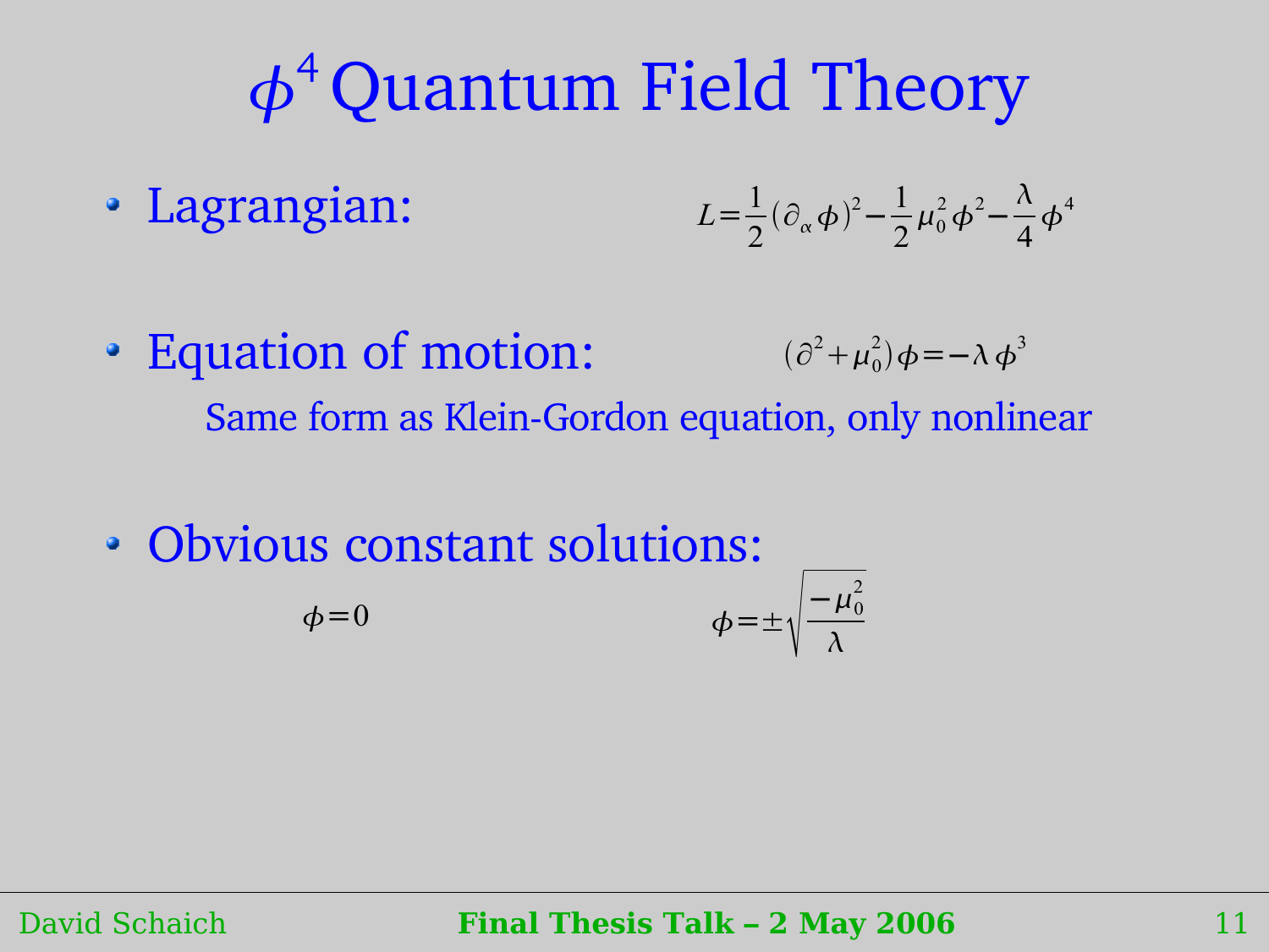# $\phi^4$ Quantum Field Theory

- Lagrangian:

$$L = \frac{1}{2}(\partial_\alpha \phi)^2 - \frac{1}{2}\mu_0^2 \phi^2 - \frac{\lambda}{4}\phi^4$$

- Equation of motion:

$$(\partial^2 + \mu_0^2)\phi = -\lambda \phi^3$$

  Same form as Klein-Gordon equation, only nonlinear

- Obvious constant solutions:

$$\phi = 0 \qquad \qquad \phi = \pm\sqrt{\frac{-\mu_0^2}{\lambda}}$$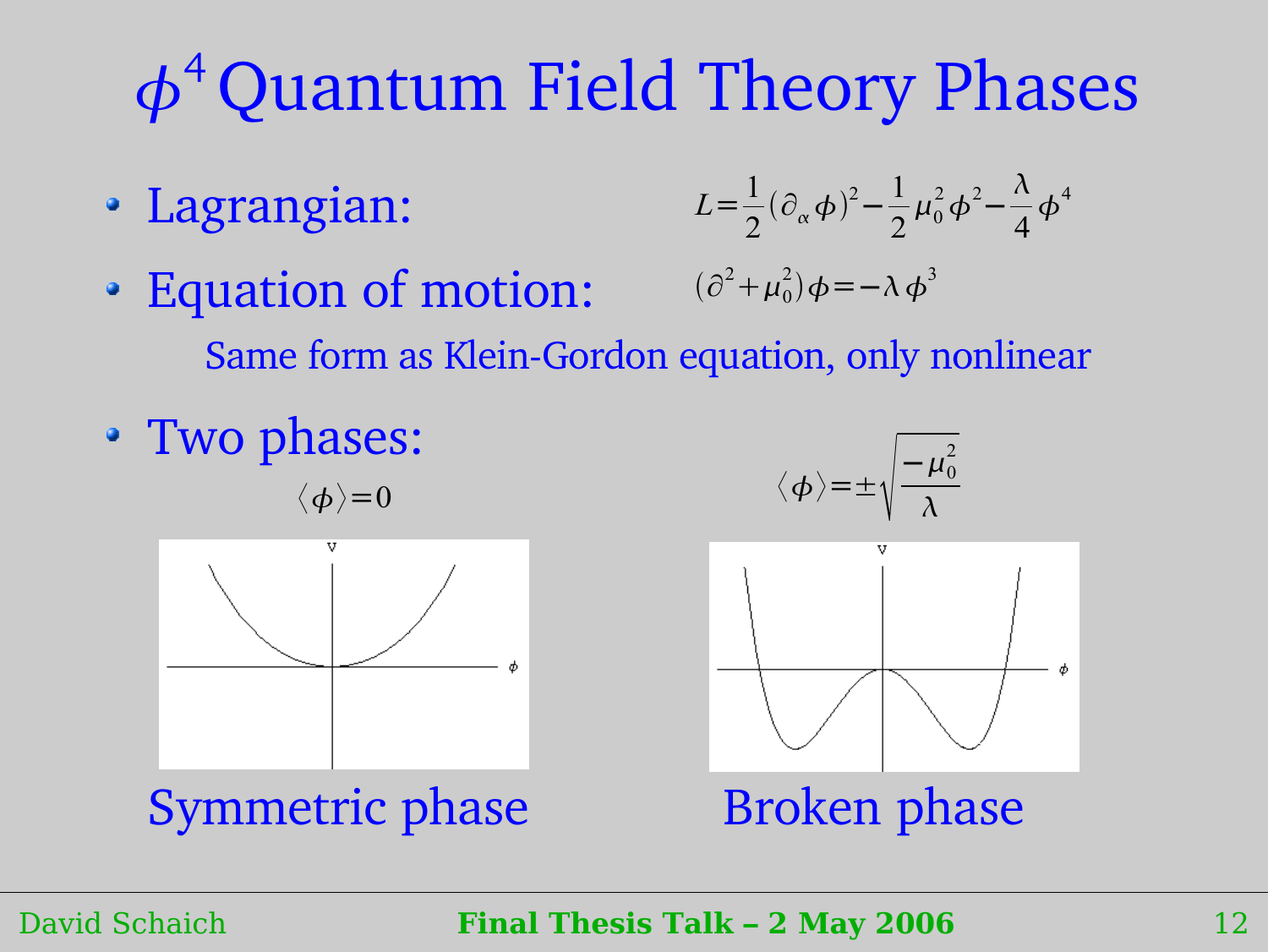# $\phi^4$ Quantum Field Theory Phases

- Lagrangian: $$L = \frac{1}{2}(\partial_\alpha \phi)^2 - \frac{1}{2}\mu_0^2 \phi^2 - \frac{\lambda}{4}\phi^4$$
- Equation of motion: $$(\partial^2 + \mu_0^2)\phi = -\lambda \phi^3$$

  Same form as Klein-Gordon equation, only nonlinear

- Two phases:

$\langle \phi \rangle = 0$

Symmetric phase

$\langle \phi \rangle = \pm\sqrt{\frac{-\mu_0^2}{\lambda}}$

Broken phase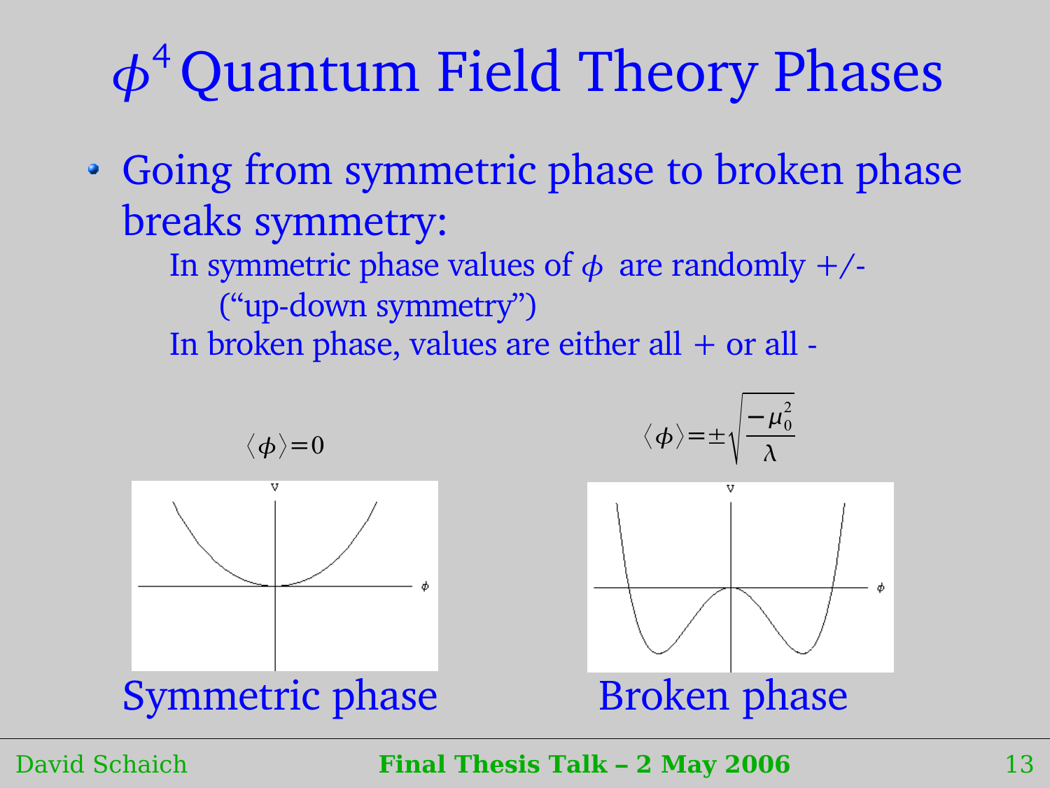# $\phi^4$ Quantum Field Theory Phases

- Going from symmetric phase to broken phase breaks symmetry:
  - In symmetric phase values of $\phi$ are randomly +/- ("up-down symmetry")
  - In broken phase, values are either all + or all -

$\langle\phi\rangle = 0$

Symmetric phase

$\langle\phi\rangle = \pm\sqrt{\frac{-\mu_0^2}{\lambda}}$

Broken phase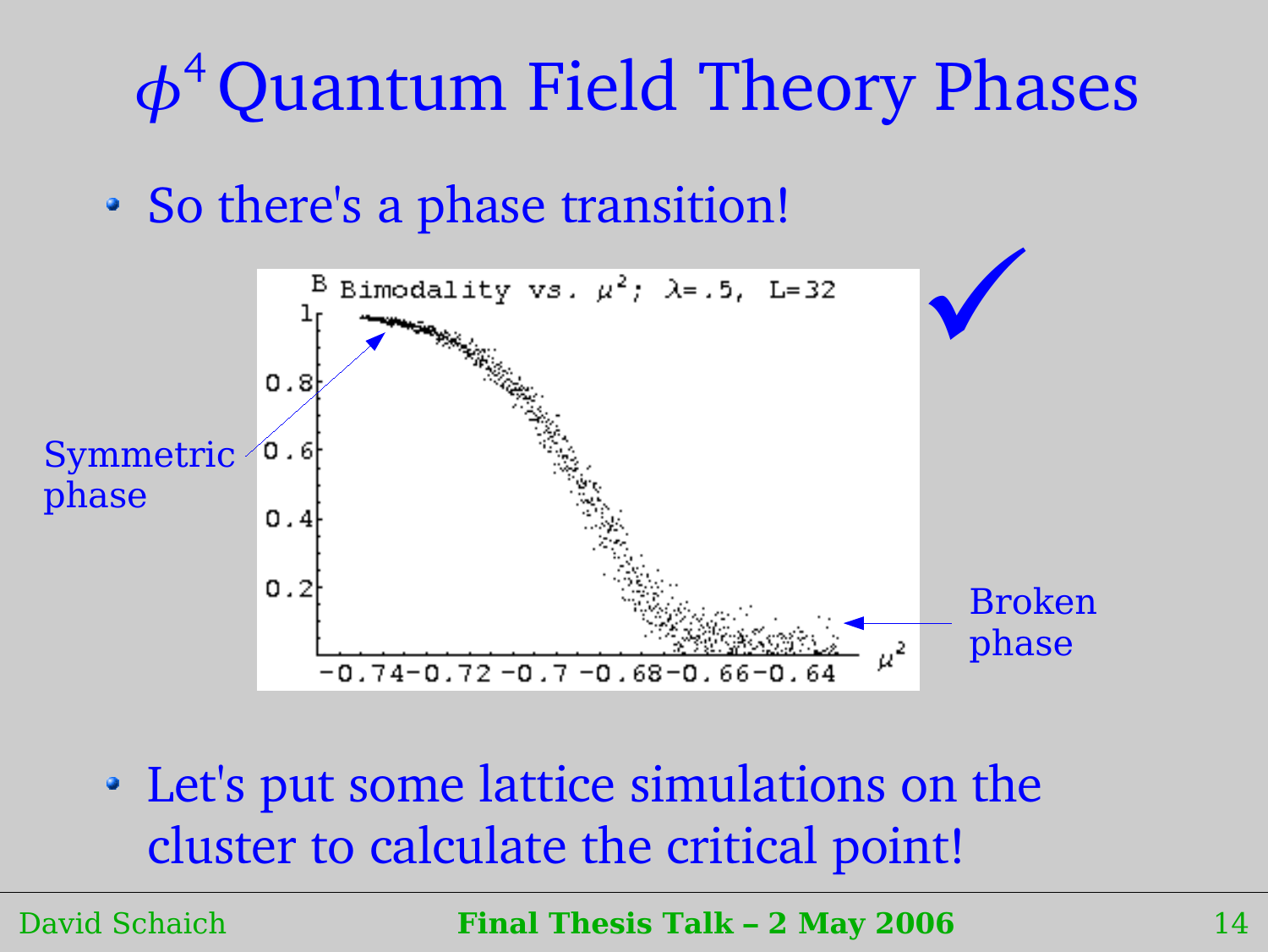# $\phi^4$ Quantum Field Theory Phases

- So there's a phase transition!

Bimodality vs. $\mu^2$; $\lambda=.5$, $L=32$

Symmetric phase

Broken phase

- Let's put some lattice simulations on the cluster to calculate the critical point!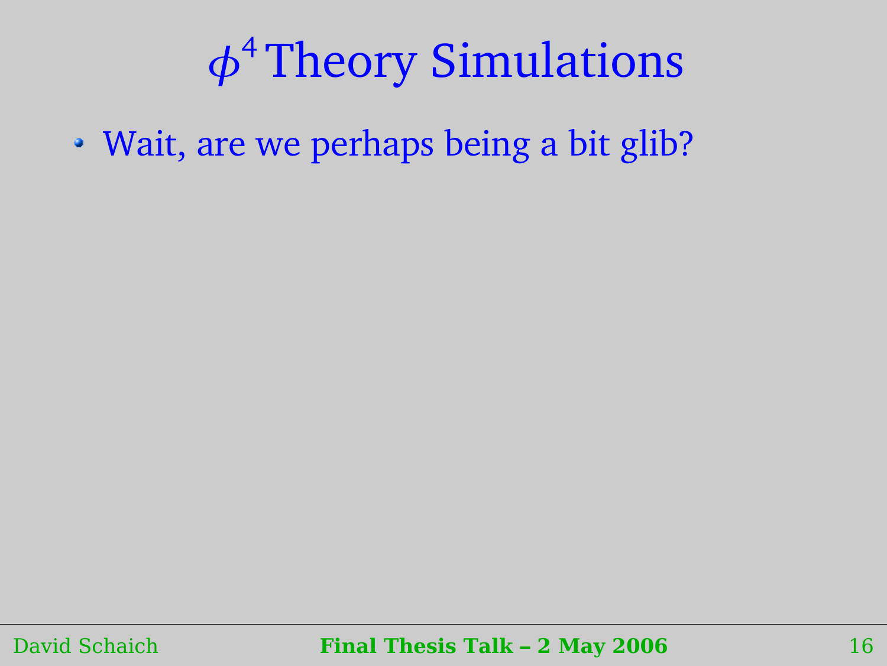# $\phi^4$ Theory Simulations

- Wait, are we perhaps being a bit glib?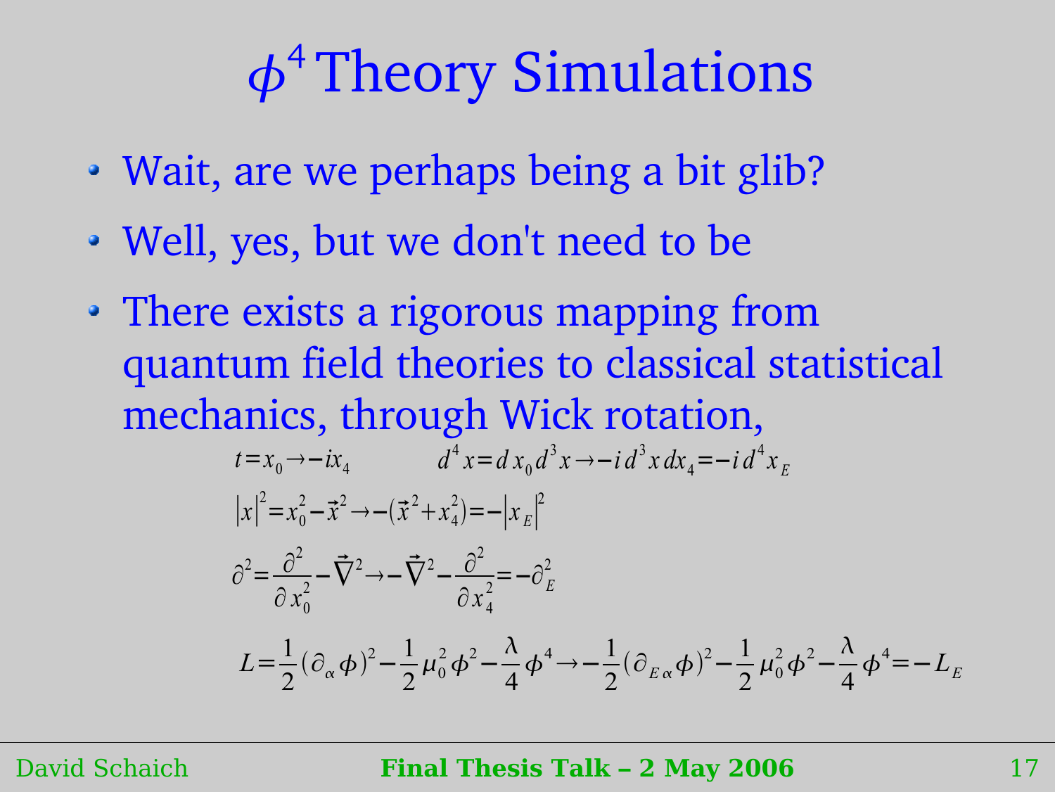# $\phi^4$ Theory Simulations

- Wait, are we perhaps being a bit glib?
- Well, yes, but we don't need to be
- There exists a rigorous mapping from quantum field theories to classical statistical mechanics, through Wick rotation,

$$t = x_0 \rightarrow -ix_4 \qquad d^4x = dx_0 d^3x \rightarrow -i\, d^3x\, dx_4 = -i\, d^4x_E$$

$$|x|^2 = x_0^2 - \vec{x}^2 \rightarrow -(\vec{x}^2 + x_4^2) = -|x_E|^2$$

$$\partial^2 = \frac{\partial^2}{\partial x_0^2} - \vec{\nabla}^2 \rightarrow -\vec{\nabla}^2 - \frac{\partial^2}{\partial x_4^2} = -\partial_E^2$$

$$L = \frac{1}{2}(\partial_\alpha \phi)^2 - \frac{1}{2}\mu_0^2 \phi^2 - \frac{\lambda}{4}\phi^4 \rightarrow -\frac{1}{2}(\partial_{E\alpha}\phi)^2 - \frac{1}{2}\mu_0^2\phi^2 - \frac{\lambda}{4}\phi^4 = -L_E$$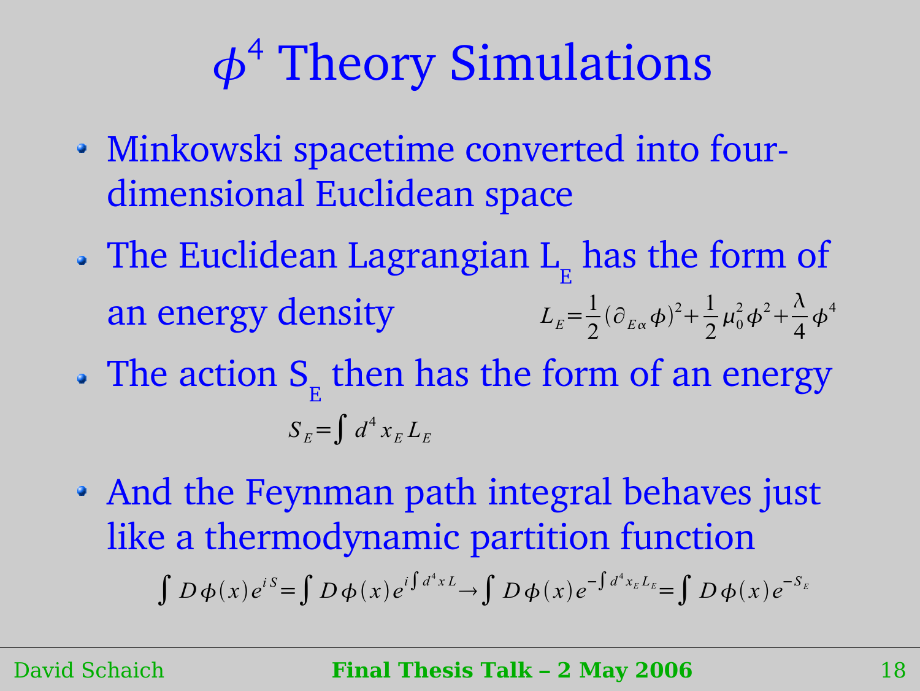# $\phi^4$ Theory Simulations

- Minkowski spacetime converted into four-dimensional Euclidean space
- The Euclidean Lagrangian $L_E$ has the form of an energy density $L_E = \frac{1}{2}(\partial_{E\alpha}\phi)^2 + \frac{1}{2}\mu_0^2\phi^2 + \frac{\lambda}{4}\phi^4$
- The action $S_E$ then has the form of an energy

$$S_E = \int d^4 x_E L_E$$

- And the Feynman path integral behaves just like a thermodynamic partition function

$$\int D\phi(x) e^{iS} = \int D\phi(x) e^{i\int d^4 x L} \rightarrow \int D\phi(x) e^{-\int d^4 x_E L_E} = \int D\phi(x) e^{-S_E}$$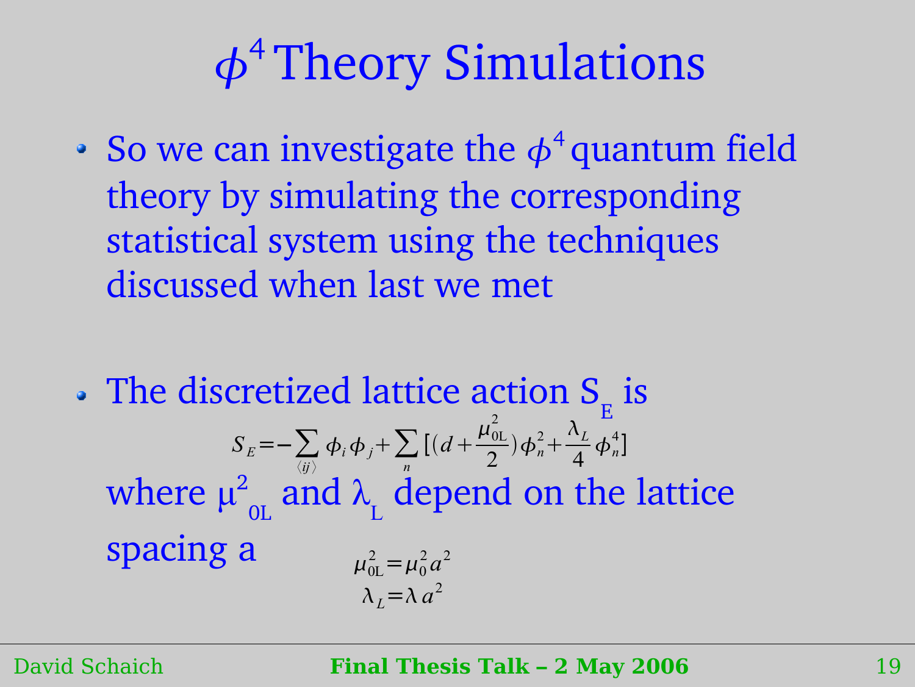# $\phi^4$ Theory Simulations

- So we can investigate the $\phi^4$ quantum field theory by simulating the corresponding statistical system using the techniques discussed when last we met

- The discretized lattice action $S_E$ is

$$S_E = -\sum_{\langle ij \rangle} \phi_i \phi_j + \sum_n \left[ \left( d + \frac{\mu_{0L}^2}{2} \right) \phi_n^2 + \frac{\lambda_L}{4} \phi_n^4 \right]$$

  where $\mu^2_{0L}$ and $\lambda_L$ depend on the lattice spacing a

$$\mu_{0L}^2 = \mu_0^2 a^2$$
$$\lambda_L = \lambda a^2$$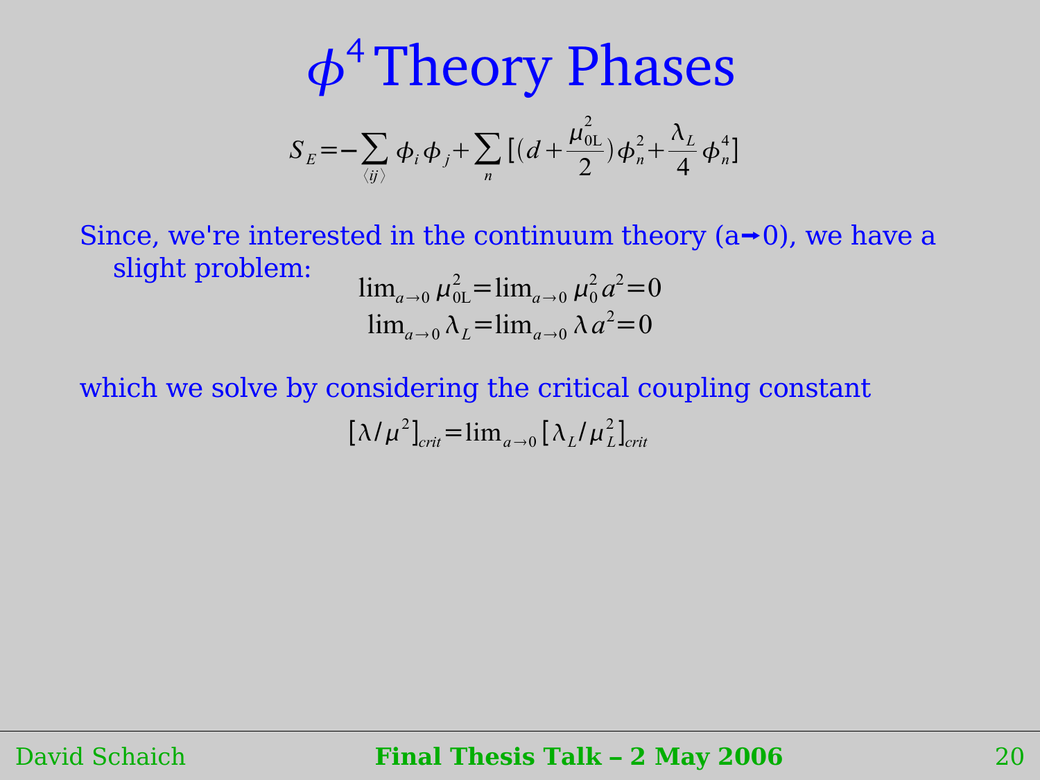# $\phi^4$ Theory Phases

$$S_E = -\sum_{\langle ij \rangle} \phi_i \phi_j + \sum_n \left[ \left( d + \frac{\mu_{0L}^2}{2} \right) \phi_n^2 + \frac{\lambda_L}{4} \phi_n^4 \right]$$

Since, we're interested in the continuum theory (a→0), we have a slight problem:

$$\lim_{a \to 0} \mu_{0L}^2 = \lim_{a \to 0} \mu_0^2 a^2 = 0$$
$$\lim_{a \to 0} \lambda_L = \lim_{a \to 0} \lambda a^2 = 0$$

which we solve by considering the critical coupling constant

$$[\lambda / \mu^2]_{crit} = \lim_{a \to 0} [\lambda_L / \mu_L^2]_{crit}$$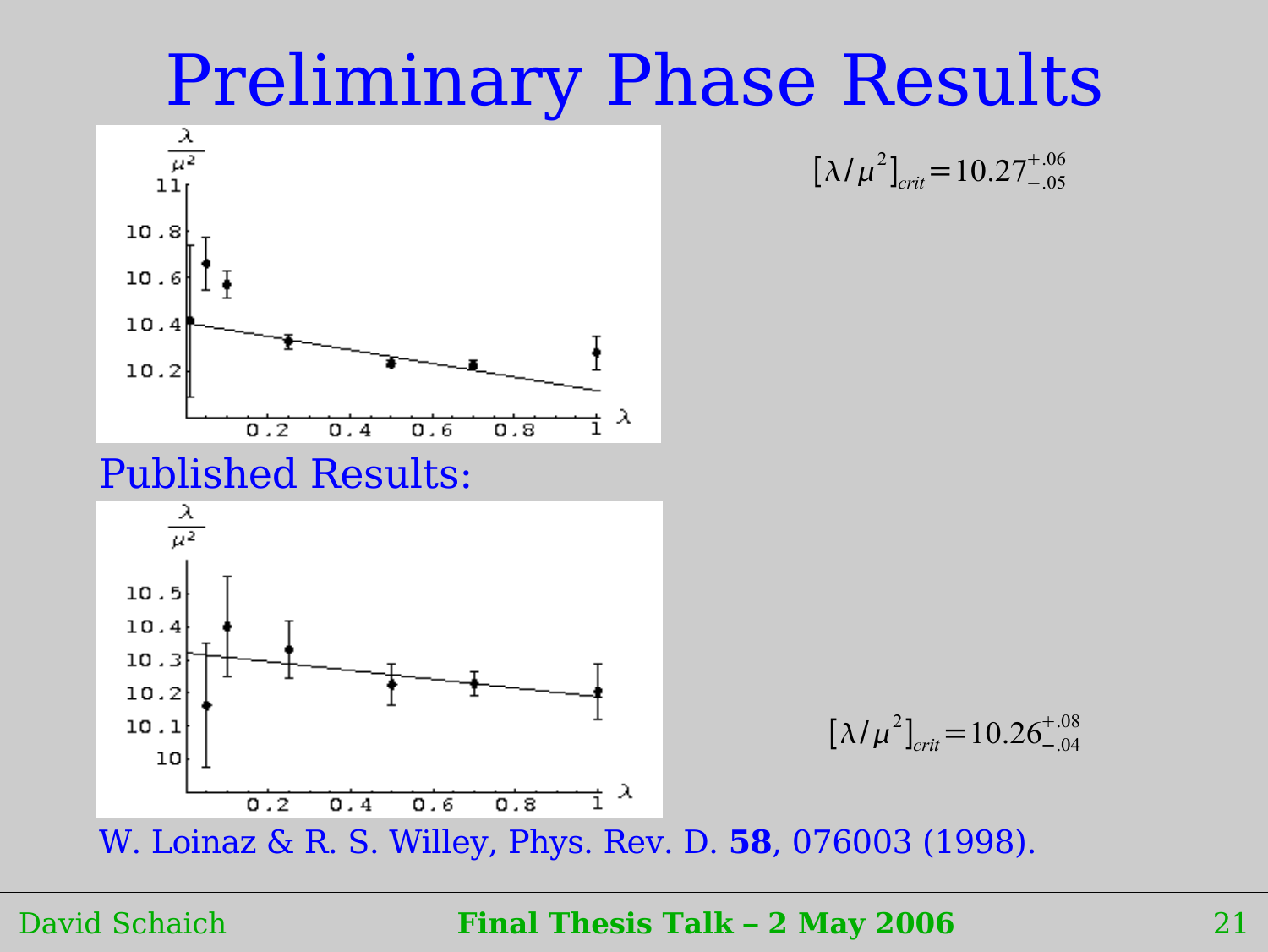# Preliminary Phase Results

$$[\lambda/\mu^2]_{crit} = 10.27^{+.06}_{-.05}$$

Published Results:

$$[\lambda/\mu^2]_{crit} = 10.26^{+.08}_{-.04}$$

W. Loinaz & R. S. Willey, Phys. Rev. D. **58**, 076003 (1998).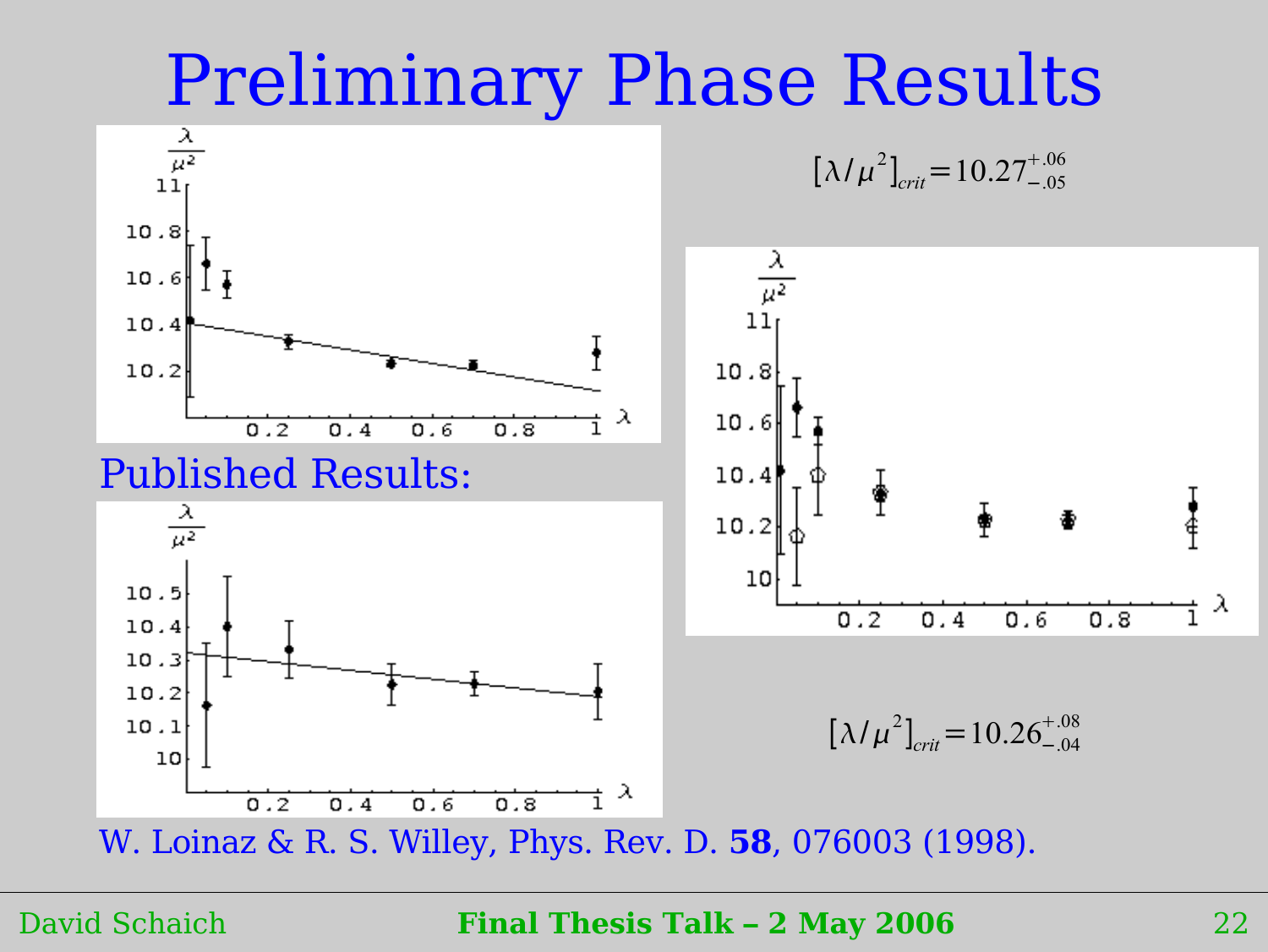# Preliminary Phase Results

$$[\lambda/\mu^2]_{crit} = 10.27^{+.06}_{-.05}$$

Published Results:

$$[\lambda/\mu^2]_{crit} = 10.26^{+.08}_{-.04}$$

W. Loinaz & R. S. Willey, Phys. Rev. D. **58**, 076003 (1998).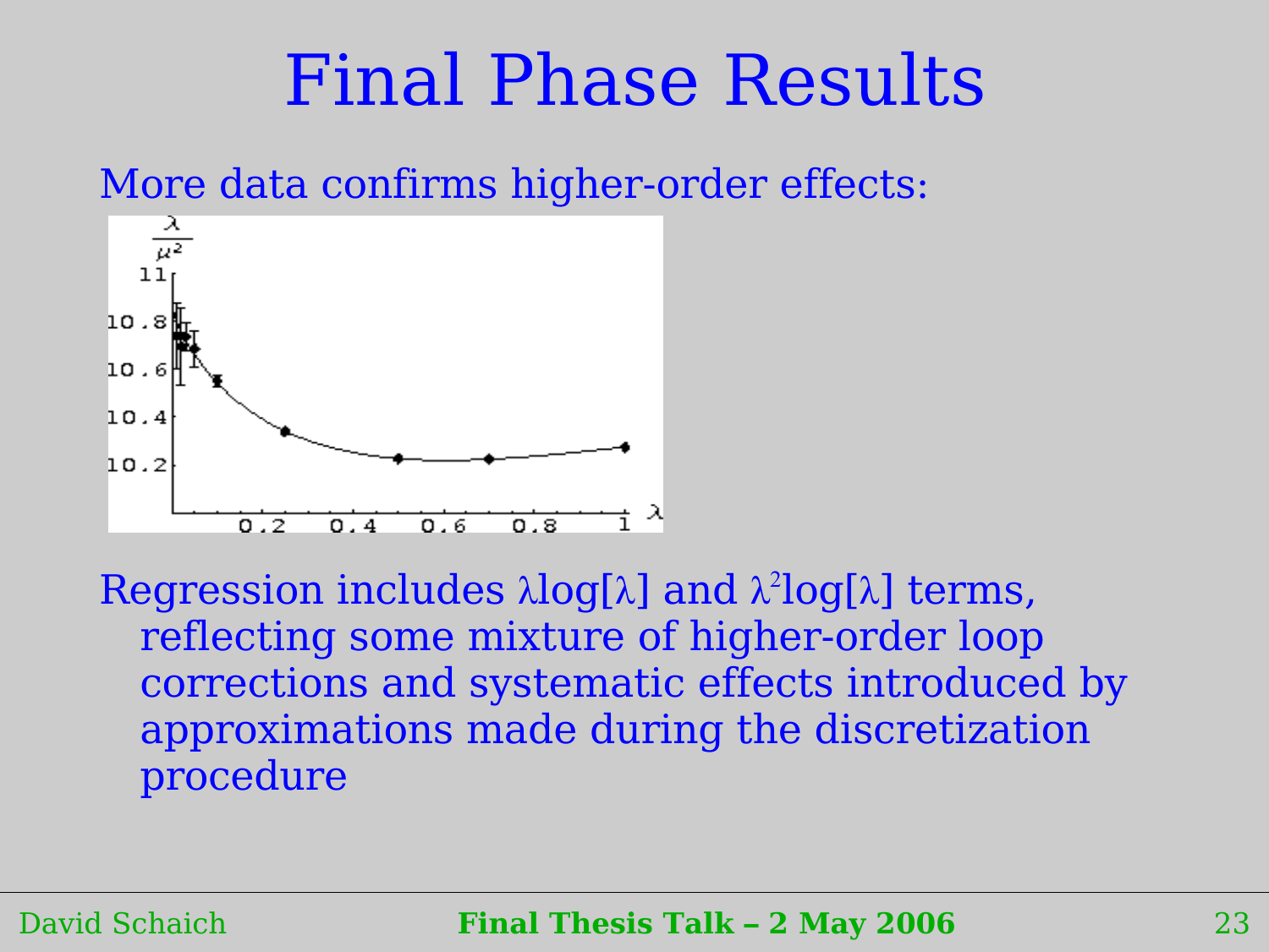# Final Phase Results

More data confirms higher-order effects:

Regression includes $\lambda\log[\lambda]$ and $\lambda^2\log[\lambda]$ terms, reflecting some mixture of higher-order loop corrections and systematic effects introduced by approximations made during the discretization procedure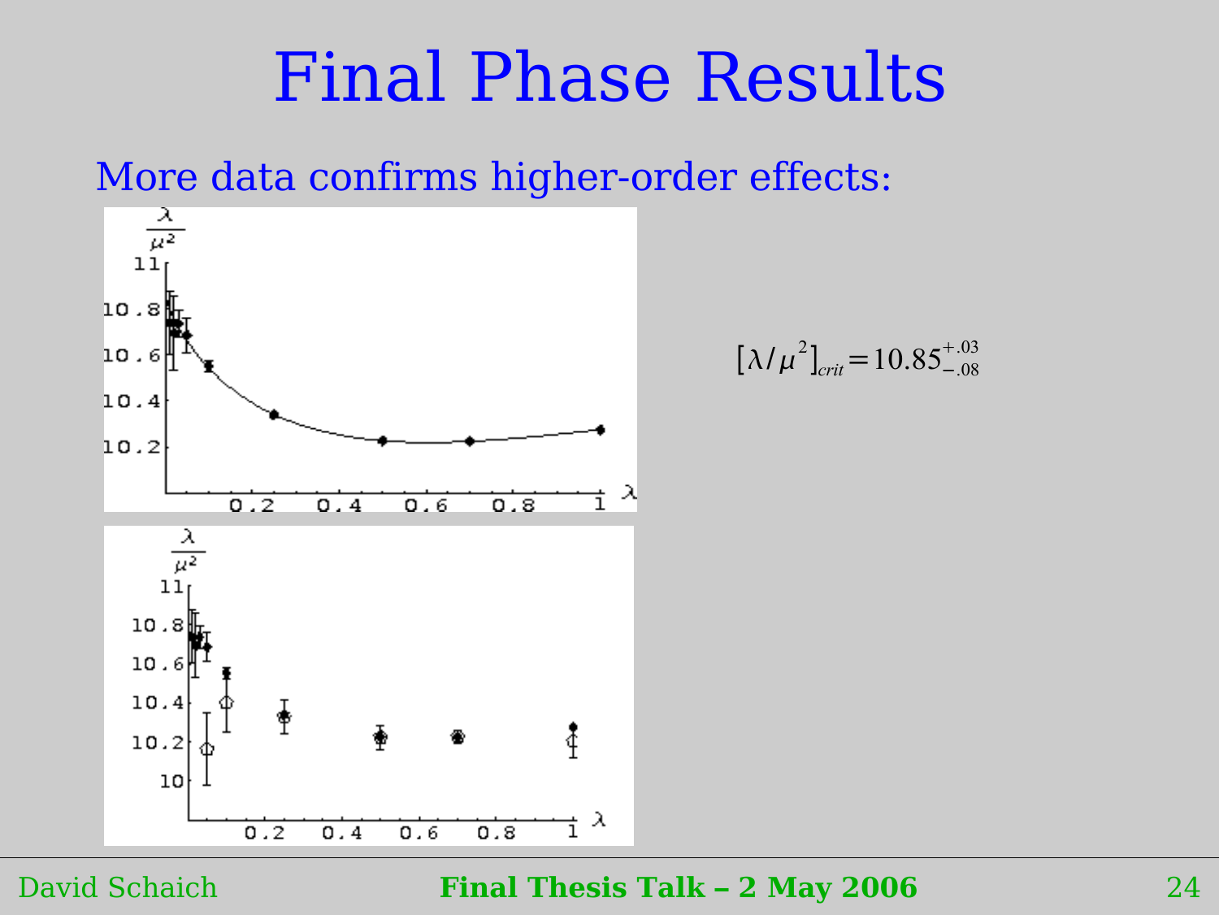# Final Phase Results

More data confirms higher-order effects:

$$[\lambda/\mu^2]_{crit} = 10.85^{+.03}_{-.08}$$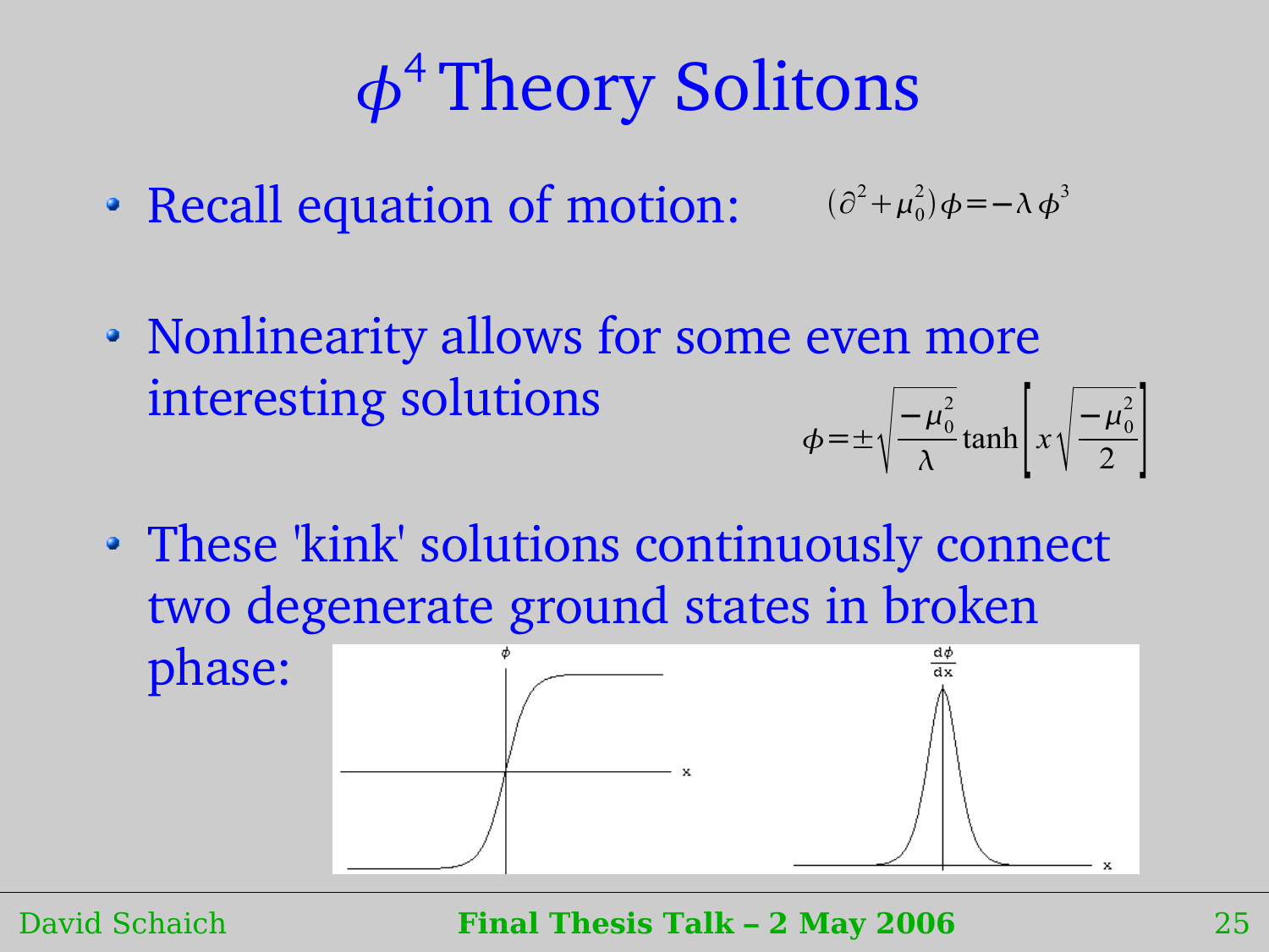# $\phi^4$ Theory Solitons

- Recall equation of motion: $(\partial^2 + \mu_0^2)\phi = -\lambda\phi^3$
- Nonlinearity allows for some even more interesting solutions

$$\phi = \pm\sqrt{\frac{-\mu_0^2}{\lambda}}\tanh\left[x\sqrt{\frac{-\mu_0^2}{2}}\right]$$

- These 'kink' solutions continuously connect two degenerate ground states in broken phase: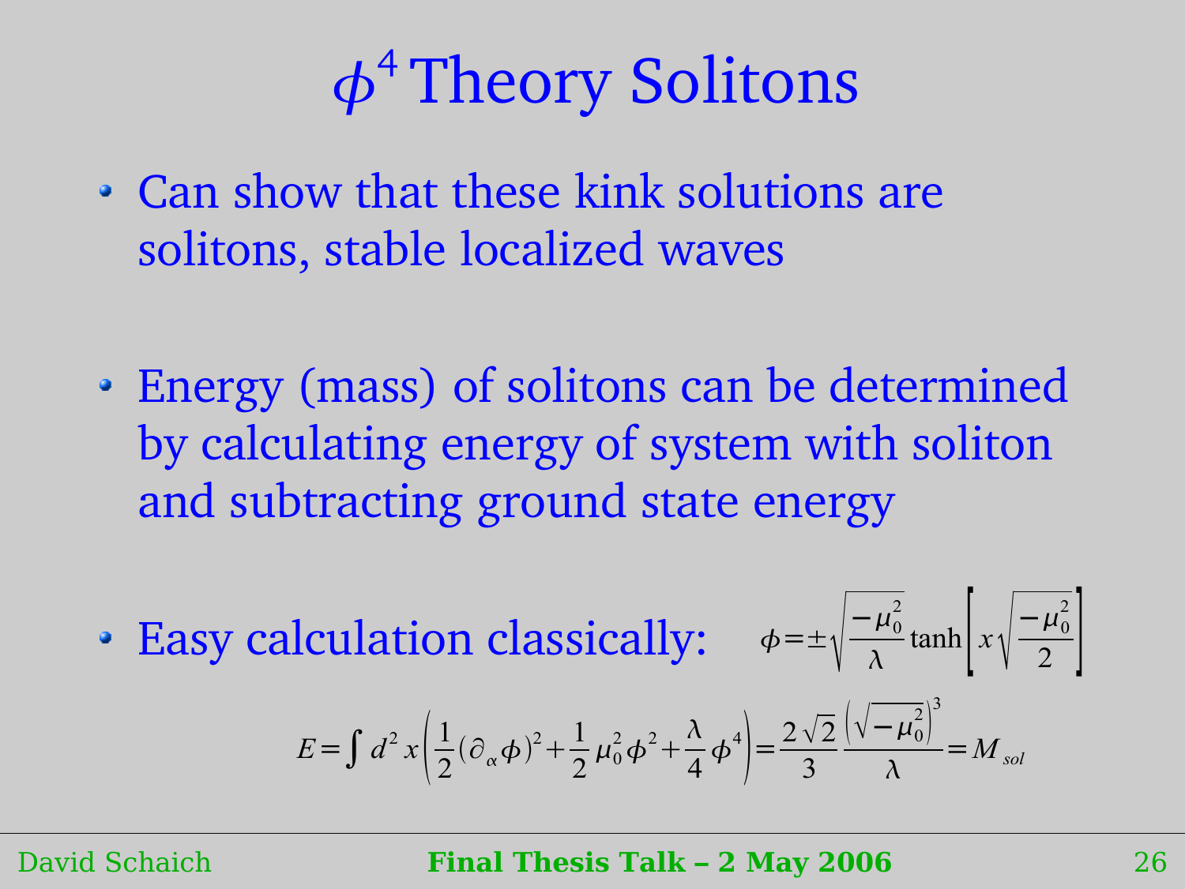# $\phi^4$ Theory Solitons

- Can show that these kink solutions are solitons, stable localized waves

- Energy (mass) of solitons can be determined by calculating energy of system with soliton and subtracting ground state energy

- Easy calculation classically: $\phi = \pm\sqrt{\frac{-\mu_0^2}{\lambda}} \tanh\left[x\sqrt{\frac{-\mu_0^2}{2}}\right]$

$$E = \int d^2x \left(\frac{1}{2}(\partial_\alpha \phi)^2 + \frac{1}{2}\mu_0^2 \phi^2 + \frac{\lambda}{4}\phi^4\right) = \frac{2\sqrt{2}}{3}\frac{\left(\sqrt{-\mu_0^2}\right)^3}{\lambda} = M_{sol}$$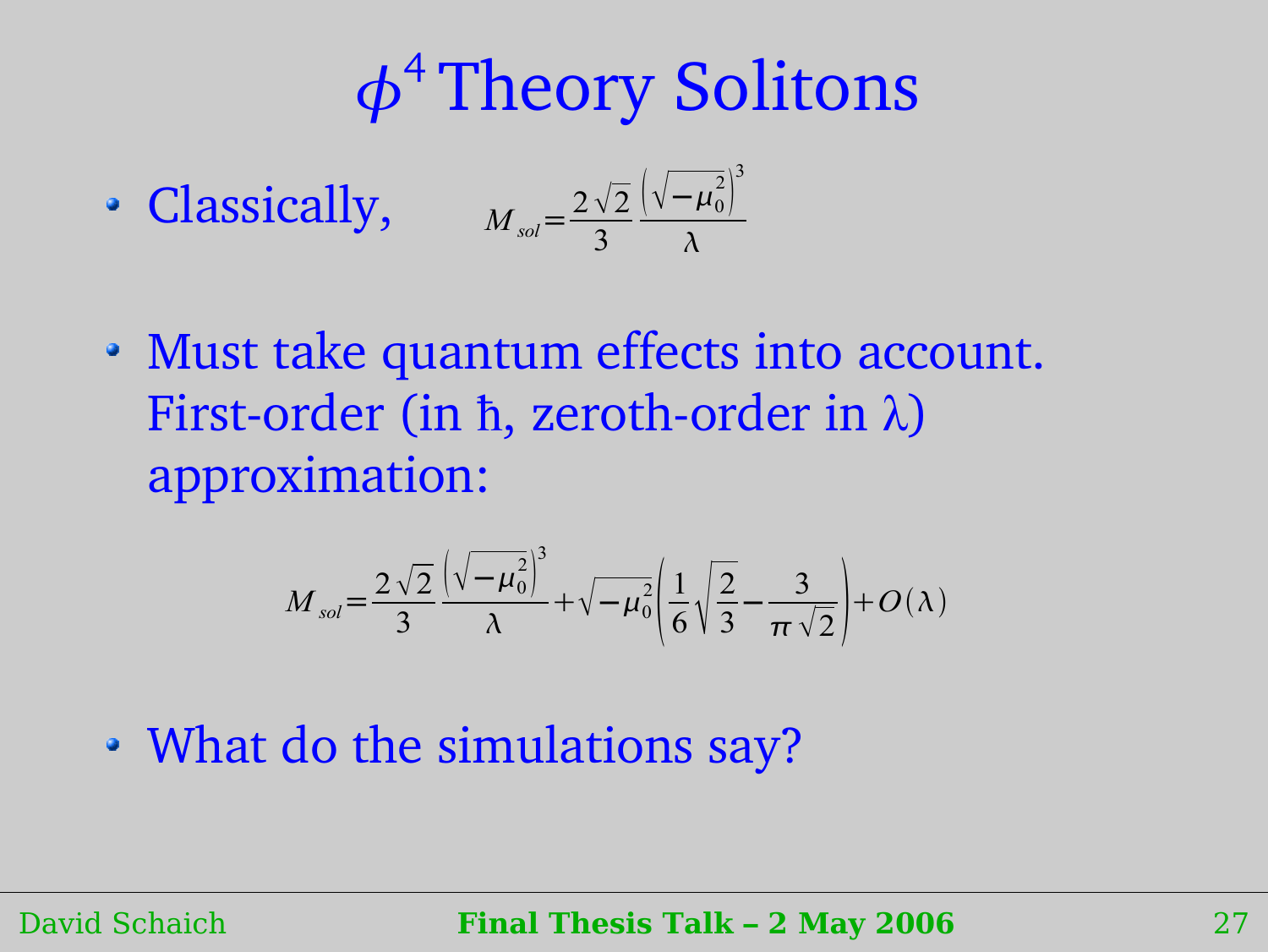# $\phi^4$ Theory Solitons

- Classically, $$M_{sol} = \frac{2\sqrt{2}}{3} \frac{\left(\sqrt{-\mu_0^2}\right)^3}{\lambda}$$

- Must take quantum effects into account. First-order (in ħ, zeroth-order in λ) approximation:

$$M_{sol} = \frac{2\sqrt{2}}{3} \frac{\left(\sqrt{-\mu_0^2}\right)^3}{\lambda} + \sqrt{-\mu_0^2}\left(\frac{1}{6}\sqrt{\frac{2}{3}} - \frac{3}{\pi\sqrt{2}}\right) + O(\lambda)$$

- What do the simulations say?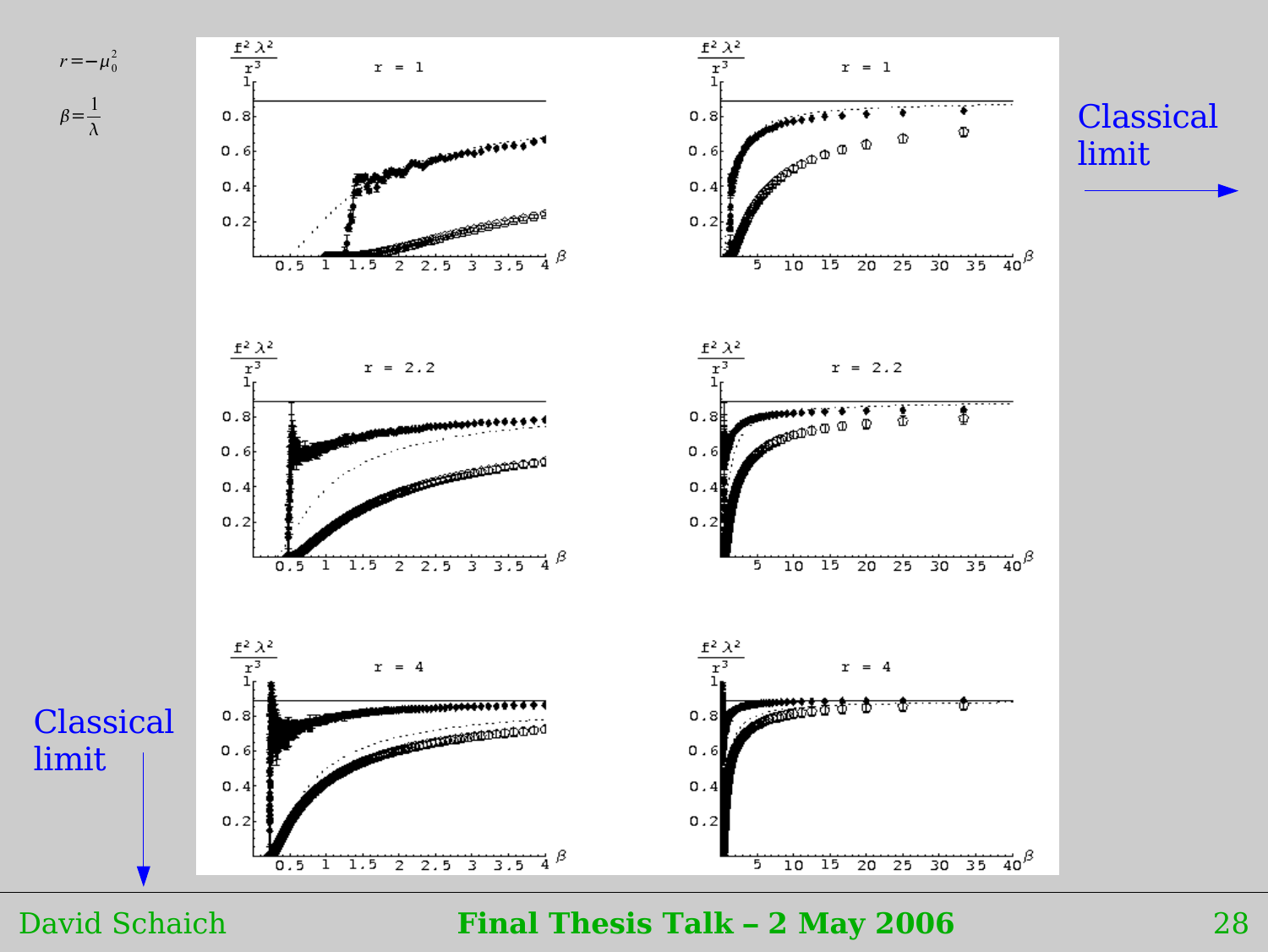$r = -\mu_0^2$

$\beta = \frac{1}{\lambda}$

Classical limit →

Classical limit ↓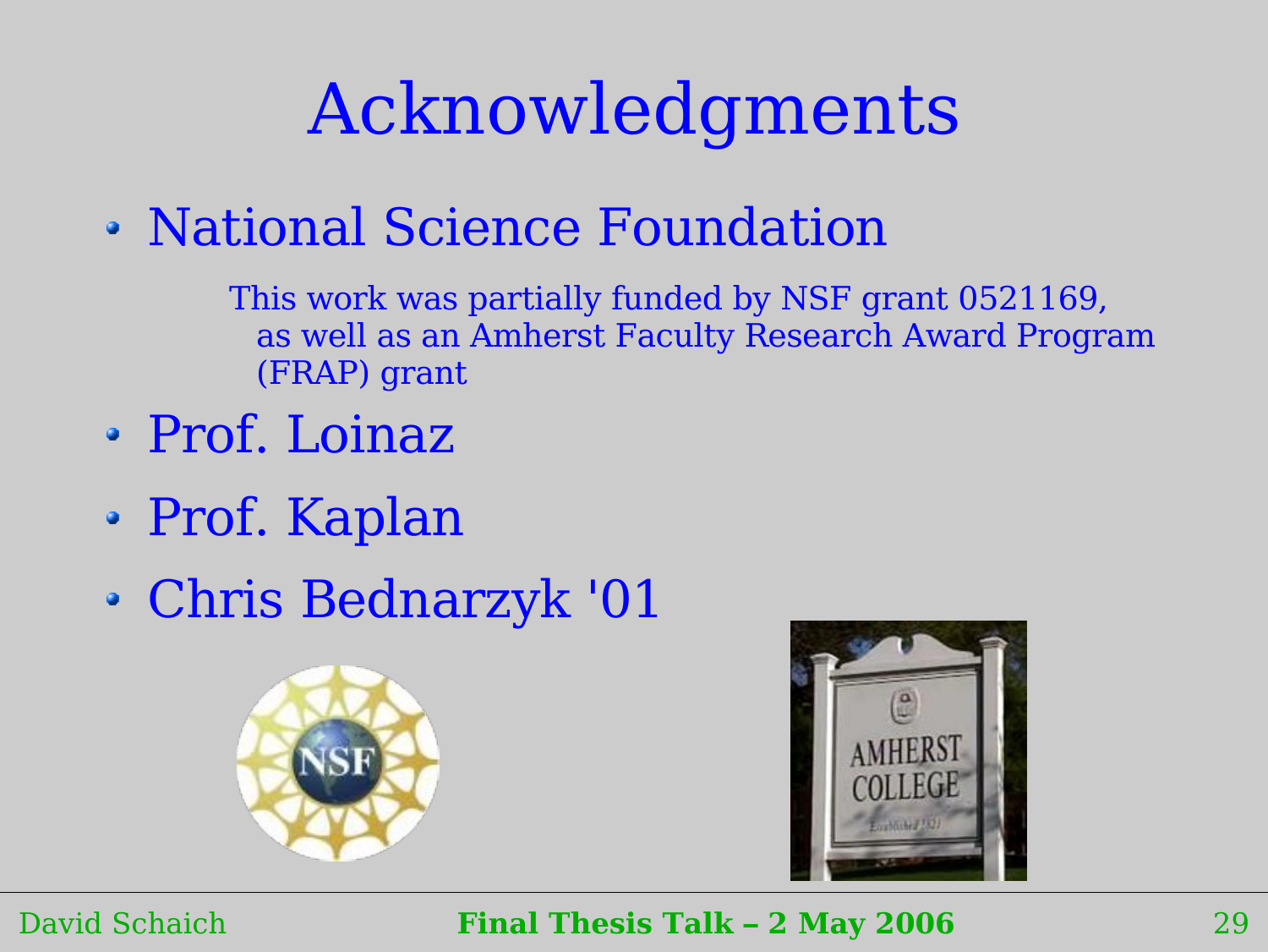# Acknowledgments

- National Science Foundation

  This work was partially funded by NSF grant 0521169, as well as an Amherst Faculty Research Award Program (FRAP) grant

- Prof. Loinaz
- Prof. Kaplan
- Chris Bednarzyk '01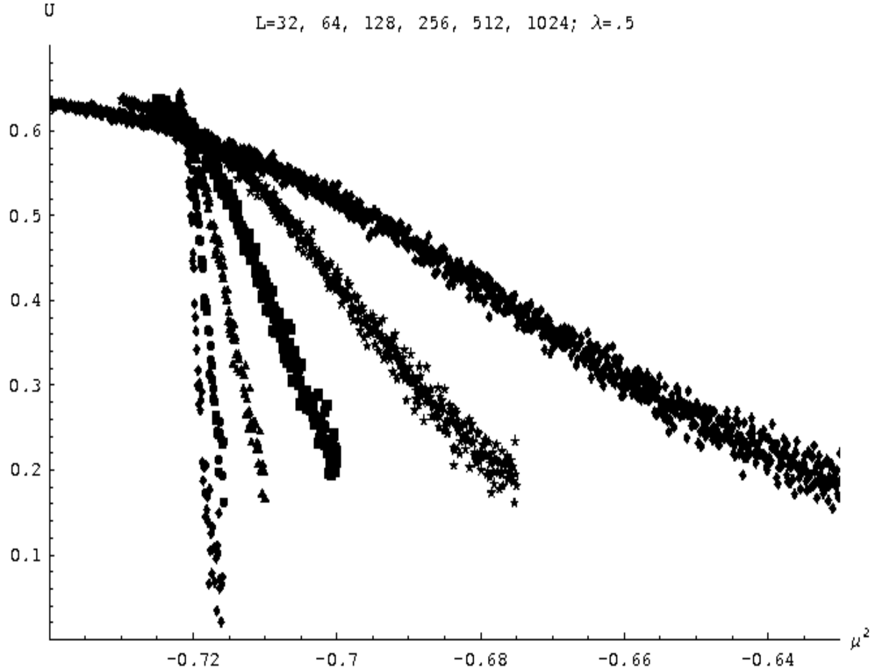U

L=32, 64, 128, 256, 512, 1024; $\lambda$=.5

0.6

0.5

0.4

0.3

0.2

0.1

-0.72

-0.7

-0.68

-0.66

-0.64

$\mu^2$